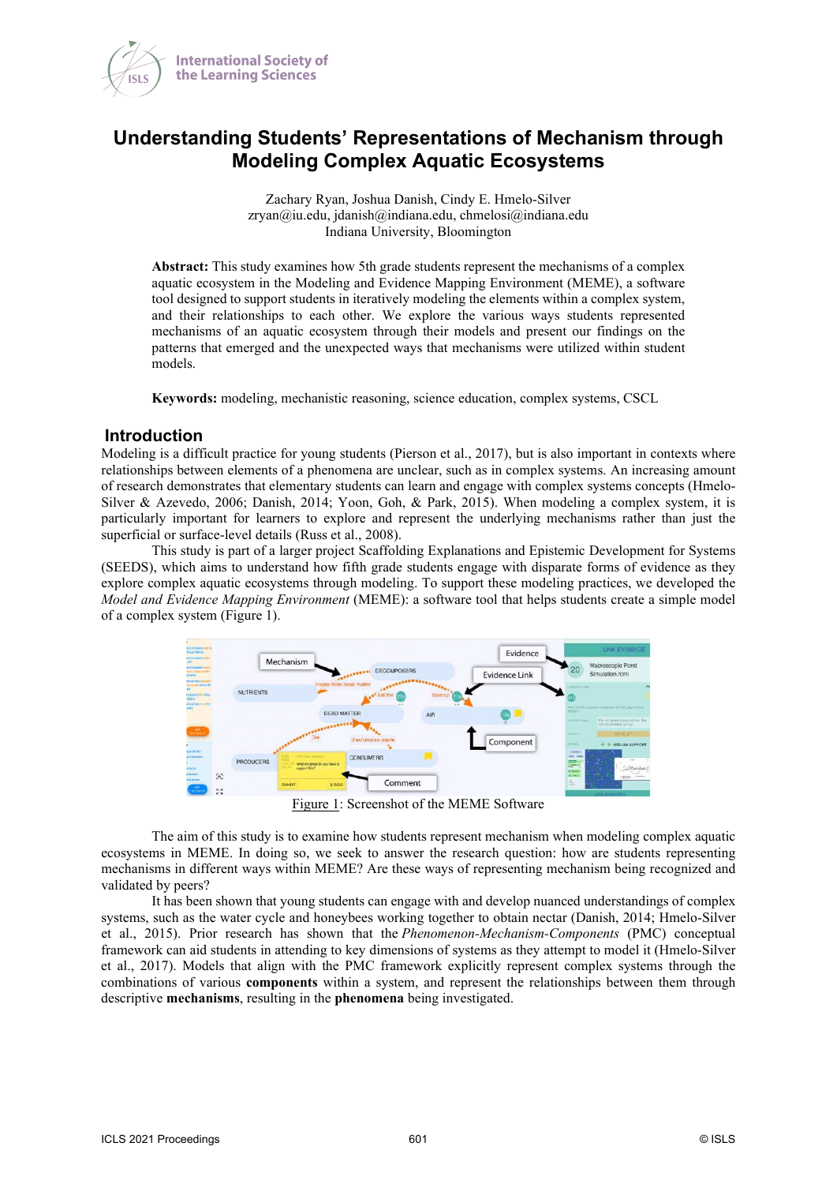# Understanding Students' Representations of Mechanism through Modeling Complex Aquatic Ecosystems

Zachary Ryan, Joshua Danish, Cindy E. Hmelo-Silver
zryan@iu.edu, jdanish@indiana.edu, chmelosi@indiana.edu
Indiana University, Bloomington

**Abstract:** This study examines how 5th grade students represent the mechanisms of a complex aquatic ecosystem in the Modeling and Evidence Mapping Environment (MEME), a software tool designed to support students in iteratively modeling the elements within a complex system, and their relationships to each other. We explore the various ways students represented mechanisms of an aquatic ecosystem through their models and present our findings on the patterns that emerged and the unexpected ways that mechanisms were utilized within student models.

**Keywords:** modeling, mechanistic reasoning, science education, complex systems, CSCL

## Introduction

Modeling is a difficult practice for young students (Pierson et al., 2017), but is also important in contexts where relationships between elements of a phenomena are unclear, such as in complex systems. An increasing amount of research demonstrates that elementary students can learn and engage with complex systems concepts (Hmelo-Silver & Azevedo, 2006; Danish, 2014; Yoon, Goh, & Park, 2015). When modeling a complex system, it is particularly important for learners to explore and represent the underlying mechanisms rather than just the superficial or surface-level details (Russ et al., 2008).

This study is part of a larger project Scaffolding Explanations and Epistemic Development for Systems (SEEDS), which aims to understand how fifth grade students engage with disparate forms of evidence as they explore complex aquatic ecosystems through modeling. To support these modeling practices, we developed the *Model and Evidence Mapping Environment* (MEME): a software tool that helps students create a simple model of a complex system (Figure 1).

Figure 1: Screenshot of the MEME Software

The aim of this study is to examine how students represent mechanism when modeling complex aquatic ecosystems in MEME. In doing so, we seek to answer the research question: how are students representing mechanisms in different ways within MEME? Are these ways of representing mechanism being recognized and validated by peers?

It has been shown that young students can engage with and develop nuanced understandings of complex systems, such as the water cycle and honeybees working together to obtain nectar (Danish, 2014; Hmelo-Silver et al., 2015). Prior research has shown that the *Phenomenon-Mechanism-Components* (PMC) conceptual framework can aid students in attending to key dimensions of systems as they attempt to model it (Hmelo-Silver et al., 2017). Models that align with the PMC framework explicitly represent complex systems through the combinations of various **components** within a system, and represent the relationships between them through descriptive **mechanisms**, resulting in the **phenomena** being investigated.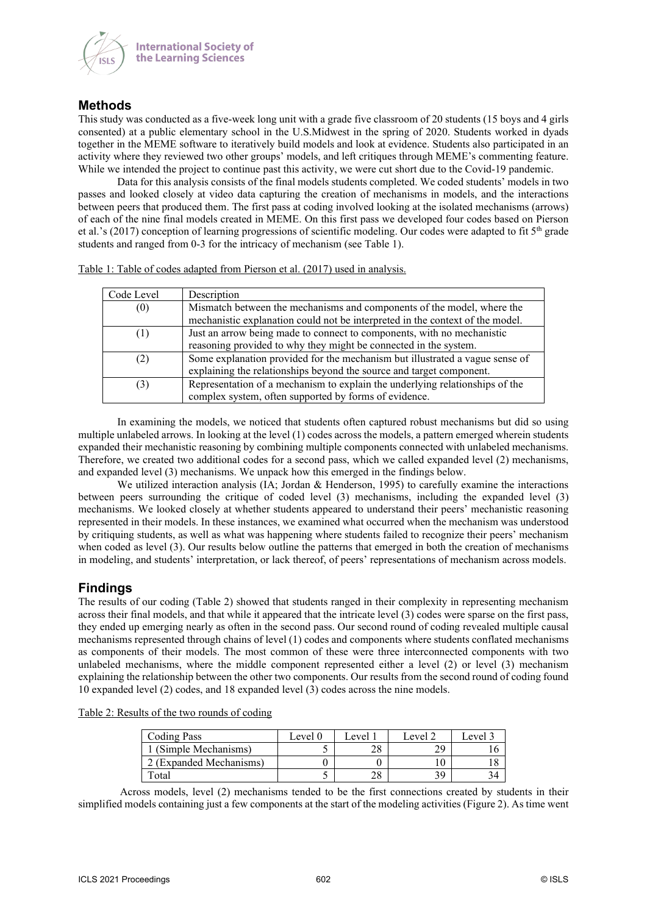## Methods

This study was conducted as a five-week long unit with a grade five classroom of 20 students (15 boys and 4 girls consented) at a public elementary school in the U.S.Midwest in the spring of 2020. Students worked in dyads together in the MEME software to iteratively build models and look at evidence. Students also participated in an activity where they reviewed two other groups' models, and left critiques through MEME's commenting feature. While we intended the project to continue past this activity, we were cut short due to the Covid-19 pandemic.

Data for this analysis consists of the final models students completed. We coded students' models in two passes and looked closely at video data capturing the creation of mechanisms in models, and the interactions between peers that produced them. The first pass at coding involved looking at the isolated mechanisms (arrows) of each of the nine final models created in MEME. On this first pass we developed four codes based on Pierson et al.'s (2017) conception of learning progressions of scientific modeling. Our codes were adapted to fit 5th grade students and ranged from 0-3 for the intricacy of mechanism (see Table 1).

Table 1: Table of codes adapted from Pierson et al. (2017) used in analysis.

| Code Level | Description |
|---|---|
| (0) | Mismatch between the mechanisms and components of the model, where the mechanistic explanation could not be interpreted in the context of the model. |
| (1) | Just an arrow being made to connect to components, with no mechanistic reasoning provided to why they might be connected in the system. |
| (2) | Some explanation provided for the mechanism but illustrated a vague sense of explaining the relationships beyond the source and target component. |
| (3) | Representation of a mechanism to explain the underlying relationships of the complex system, often supported by forms of evidence. |

In examining the models, we noticed that students often captured robust mechanisms but did so using multiple unlabeled arrows. In looking at the level (1) codes across the models, a pattern emerged wherein students expanded their mechanistic reasoning by combining multiple components connected with unlabeled mechanisms. Therefore, we created two additional codes for a second pass, which we called expanded level (2) mechanisms, and expanded level (3) mechanisms. We unpack how this emerged in the findings below.

We utilized interaction analysis (IA; Jordan & Henderson, 1995) to carefully examine the interactions between peers surrounding the critique of coded level (3) mechanisms, including the expanded level (3) mechanisms. We looked closely at whether students appeared to understand their peers' mechanistic reasoning represented in their models. In these instances, we examined what occurred when the mechanism was understood by critiquing students, as well as what was happening where students failed to recognize their peers' mechanism when coded as level (3). Our results below outline the patterns that emerged in both the creation of mechanisms in modeling, and students' interpretation, or lack thereof, of peers' representations of mechanism across models.

## Findings

The results of our coding (Table 2) showed that students ranged in their complexity in representing mechanism across their final models, and that while it appeared that the intricate level (3) codes were sparse on the first pass, they ended up emerging nearly as often in the second pass. Our second round of coding revealed multiple causal mechanisms represented through chains of level (1) codes and components where students conflated mechanisms as components of their models. The most common of these were three interconnected components with two unlabeled mechanisms, where the middle component represented either a level (2) or level (3) mechanism explaining the relationship between the other two components. Our results from the second round of coding found 10 expanded level (2) codes, and 18 expanded level (3) codes across the nine models.

Table 2: Results of the two rounds of coding

| Coding Pass | Level 0 | Level 1 | Level 2 | Level 3 |
|---|---|---|---|---|
| 1 (Simple Mechanisms) | 5 | 28 | 29 | 16 |
| 2 (Expanded Mechanisms) | 0 | 0 | 10 | 18 |
| Total | 5 | 28 | 39 | 34 |

Across models, level (2) mechanisms tended to be the first connections created by students in their simplified models containing just a few components at the start of the modeling activities (Figure 2). As time went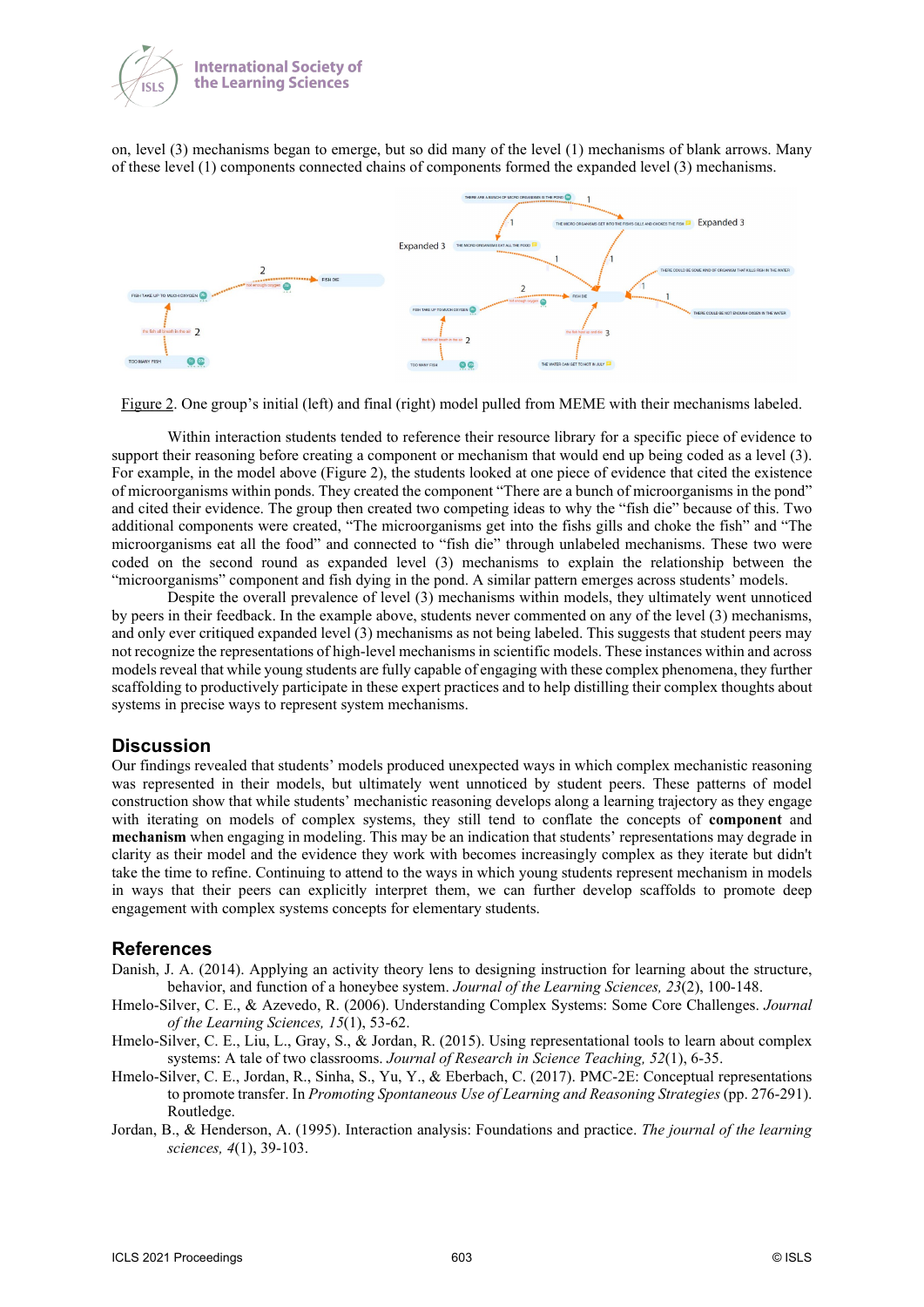on, level (3) mechanisms began to emerge, but so did many of the level (1) mechanisms of blank arrows. Many of these level (1) components connected chains of components formed the expanded level (3) mechanisms.

Figure 2. One group's initial (left) and final (right) model pulled from MEME with their mechanisms labeled.

Within interaction students tended to reference their resource library for a specific piece of evidence to support their reasoning before creating a component or mechanism that would end up being coded as a level (3). For example, in the model above (Figure 2), the students looked at one piece of evidence that cited the existence of microorganisms within ponds. They created the component "There are a bunch of microorganisms in the pond" and cited their evidence. The group then created two competing ideas to why the "fish die" because of this. Two additional components were created, "The microorganisms get into the fishs gills and choke the fish" and "The microorganisms eat all the food" and connected to "fish die" through unlabeled mechanisms. These two were coded on the second round as expanded level (3) mechanisms to explain the relationship between the "microorganisms" component and fish dying in the pond. A similar pattern emerges across students' models.

Despite the overall prevalence of level (3) mechanisms within models, they ultimately went unnoticed by peers in their feedback. In the example above, students never commented on any of the level (3) mechanisms, and only ever critiqued expanded level (3) mechanisms as not being labeled. This suggests that student peers may not recognize the representations of high-level mechanisms in scientific models. These instances within and across models reveal that while young students are fully capable of engaging with these complex phenomena, they further scaffolding to productively participate in these expert practices and to help distilling their complex thoughts about systems in precise ways to represent system mechanisms.

## Discussion

Our findings revealed that students' models produced unexpected ways in which complex mechanistic reasoning was represented in their models, but ultimately went unnoticed by student peers. These patterns of model construction show that while students' mechanistic reasoning develops along a learning trajectory as they engage with iterating on models of complex systems, they still tend to conflate the concepts of **component** and **mechanism** when engaging in modeling. This may be an indication that students' representations may degrade in clarity as their model and the evidence they work with becomes increasingly complex as they iterate but didn't take the time to refine. Continuing to attend to the ways in which young students represent mechanism in models in ways that their peers can explicitly interpret them, we can further develop scaffolds to promote deep engagement with complex systems concepts for elementary students.

## References

Danish, J. A. (2014). Applying an activity theory lens to designing instruction for learning about the structure, behavior, and function of a honeybee system. *Journal of the Learning Sciences, 23*(2), 100-148.

Hmelo-Silver, C. E., & Azevedo, R. (2006). Understanding Complex Systems: Some Core Challenges. *Journal of the Learning Sciences, 15*(1), 53-62.

Hmelo-Silver, C. E., Liu, L., Gray, S., & Jordan, R. (2015). Using representational tools to learn about complex systems: A tale of two classrooms. *Journal of Research in Science Teaching, 52*(1), 6-35.

Hmelo-Silver, C. E., Jordan, R., Sinha, S., Yu, Y., & Eberbach, C. (2017). PMC-2E: Conceptual representations to promote transfer. In *Promoting Spontaneous Use of Learning and Reasoning Strategies* (pp. 276-291). Routledge.

Jordan, B., & Henderson, A. (1995). Interaction analysis: Foundations and practice. *The journal of the learning sciences, 4*(1), 39-103.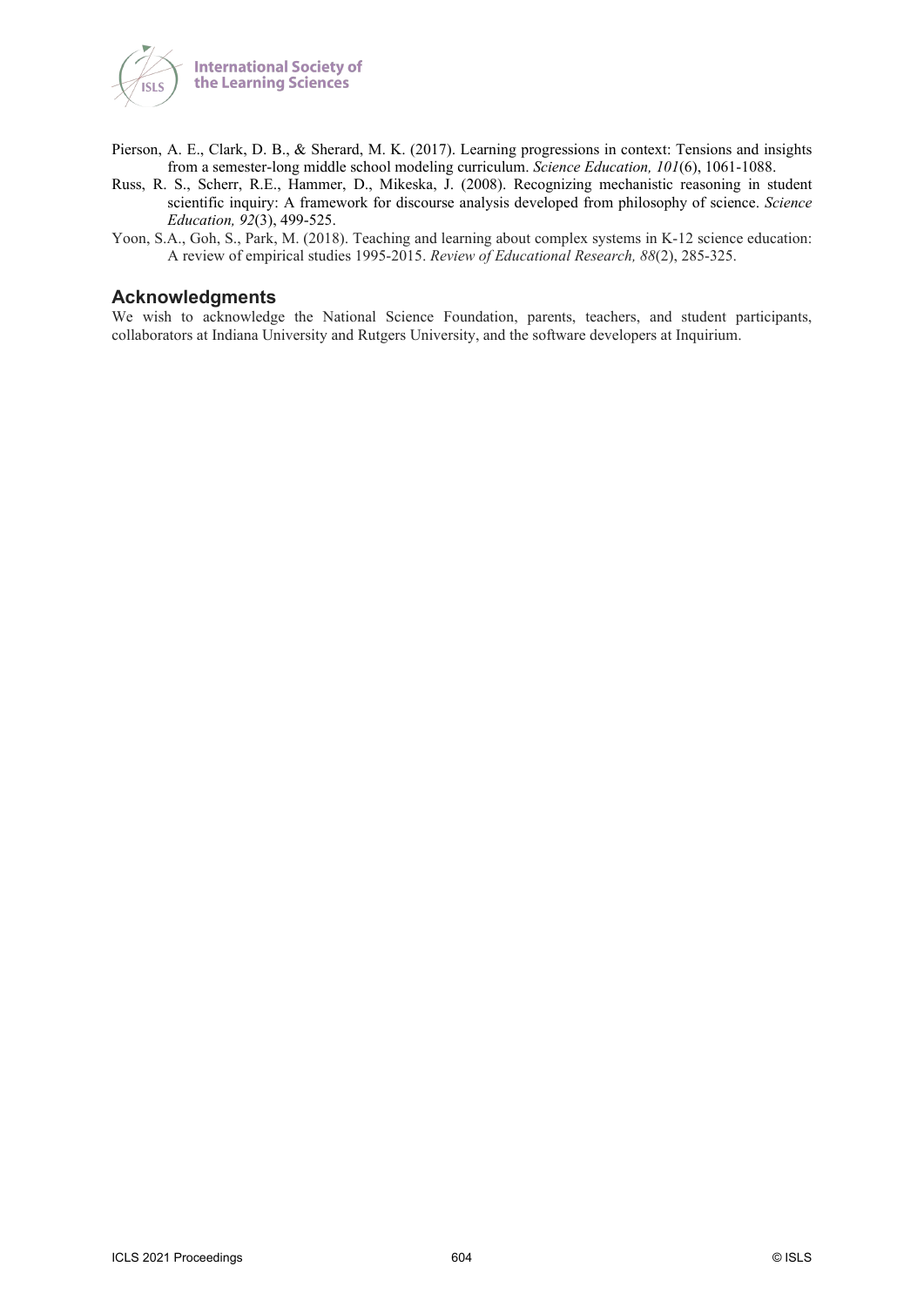Pierson, A. E., Clark, D. B., & Sherard, M. K. (2017). Learning progressions in context: Tensions and insights from a semester-long middle school modeling curriculum. *Science Education, 101*(6), 1061-1088.

Russ, R. S., Scherr, R.E., Hammer, D., Mikeska, J. (2008). Recognizing mechanistic reasoning in student scientific inquiry: A framework for discourse analysis developed from philosophy of science. *Science Education, 92*(3), 499-525.

Yoon, S.A., Goh, S., Park, M. (2018). Teaching and learning about complex systems in K-12 science education: A review of empirical studies 1995-2015. *Review of Educational Research, 88*(2), 285-325.

## Acknowledgments

We wish to acknowledge the National Science Foundation, parents, teachers, and student participants, collaborators at Indiana University and Rutgers University, and the software developers at Inquirium.